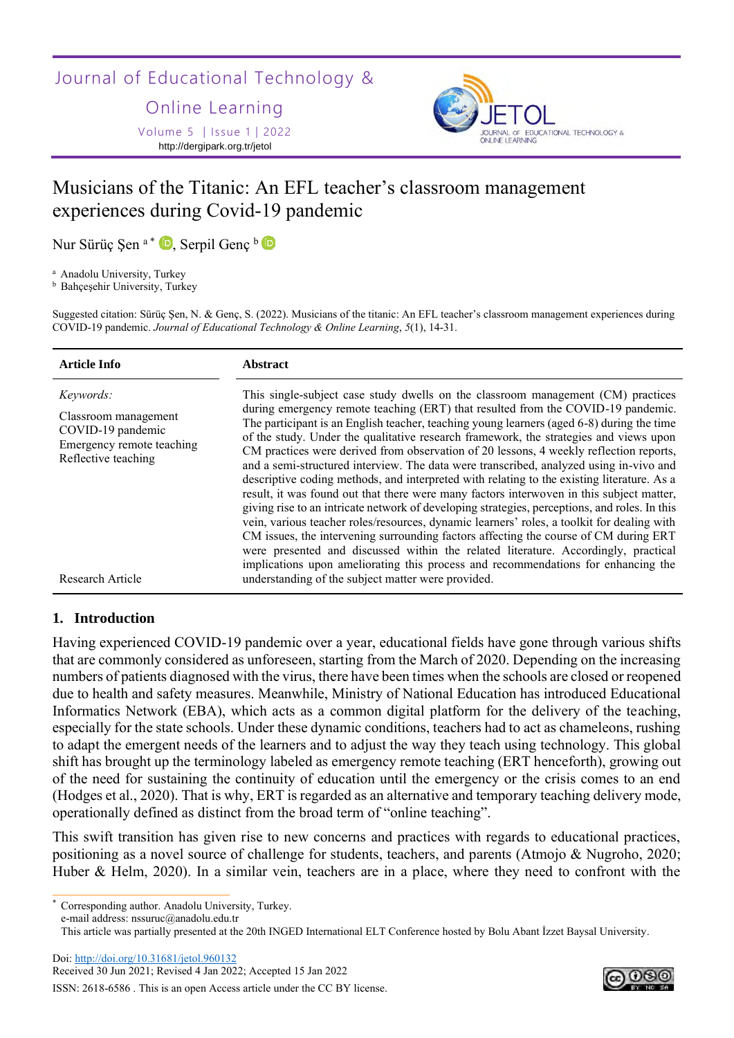Journal of Educational Technology & Online Learning

Volume 5 | Issue 1 | 2022

http://dergipark.org.tr/jetol

# Musicians of the Titanic: An EFL teacher's classroom management experiences during Covid-19 pandemic

Nur Sürüç Şen [a]*, Serpil Genç [b]

[a] Anadolu University, Turkey
[b] Bahçeşehir University, Turkey

Suggested citation: Sürüç Şen, N. & Genç, S. (2022). Musicians of the titanic: An EFL teacher's classroom management experiences during COVID-19 pandemic. *Journal of Educational Technology & Online Learning*, *5*(1), 14-31.

| Article Info | Abstract |
|---|---|
| *Keywords:* Classroom management; COVID-19 pandemic; Emergency remote teaching; Reflective teaching | This single-subject case study dwells on the classroom management (CM) practices during emergency remote teaching (ERT) that resulted from the COVID-19 pandemic. The participant is an English teacher, teaching young learners (aged 6-8) during the time of the study. Under the qualitative research framework, the strategies and views upon CM practices were derived from observation of 20 lessons, 4 weekly reflection reports, and a semi-structured interview. The data were transcribed, analyzed using in-vivo and descriptive coding methods, and interpreted with relating to the existing literature. As a result, it was found out that there were many factors interwoven in this subject matter, giving rise to an intricate network of developing strategies, perceptions, and roles. In this vein, various teacher roles/resources, dynamic learners' roles, a toolkit for dealing with CM issues, the intervening surrounding factors affecting the course of CM during ERT were presented and discussed within the related literature. Accordingly, practical implications upon ameliorating this process and recommendations for enhancing the understanding of the subject matter were provided. |
| Research Article | |

## 1. Introduction

Having experienced COVID-19 pandemic over a year, educational fields have gone through various shifts that are commonly considered as unforeseen, starting from the March of 2020. Depending on the increasing numbers of patients diagnosed with the virus, there have been times when the schools are closed or reopened due to health and safety measures. Meanwhile, Ministry of National Education has introduced Educational Informatics Network (EBA), which acts as a common digital platform for the delivery of the teaching, especially for the state schools. Under these dynamic conditions, teachers had to act as chameleons, rushing to adapt the emergent needs of the learners and to adjust the way they teach using technology. This global shift has brought up the terminology labeled as emergency remote teaching (ERT henceforth), growing out of the need for sustaining the continuity of education until the emergency or the crisis comes to an end (Hodges et al., 2020). That is why, ERT is regarded as an alternative and temporary teaching delivery mode, operationally defined as distinct from the broad term of "online teaching".

This swift transition has given rise to new concerns and practices with regards to educational practices, positioning as a novel source of challenge for students, teachers, and parents (Atmojo & Nugroho, 2020; Huber & Helm, 2020). In a similar vein, teachers are in a place, where they need to confront with the

---

\* Corresponding author. Anadolu University, Turkey.
e-mail address: nssuruc@anadolu.edu.tr
This article was partially presented at the 20th INGED International ELT Conference hosted by Bolu Abant İzzet Baysal University.

Doi: http://doi.org/10.31681/jetol.960132
Received 30 Jun 2021; Revised 4 Jan 2022; Accepted 15 Jan 2022
ISSN: 2618-6586 . This is an open Access article under the CC BY license.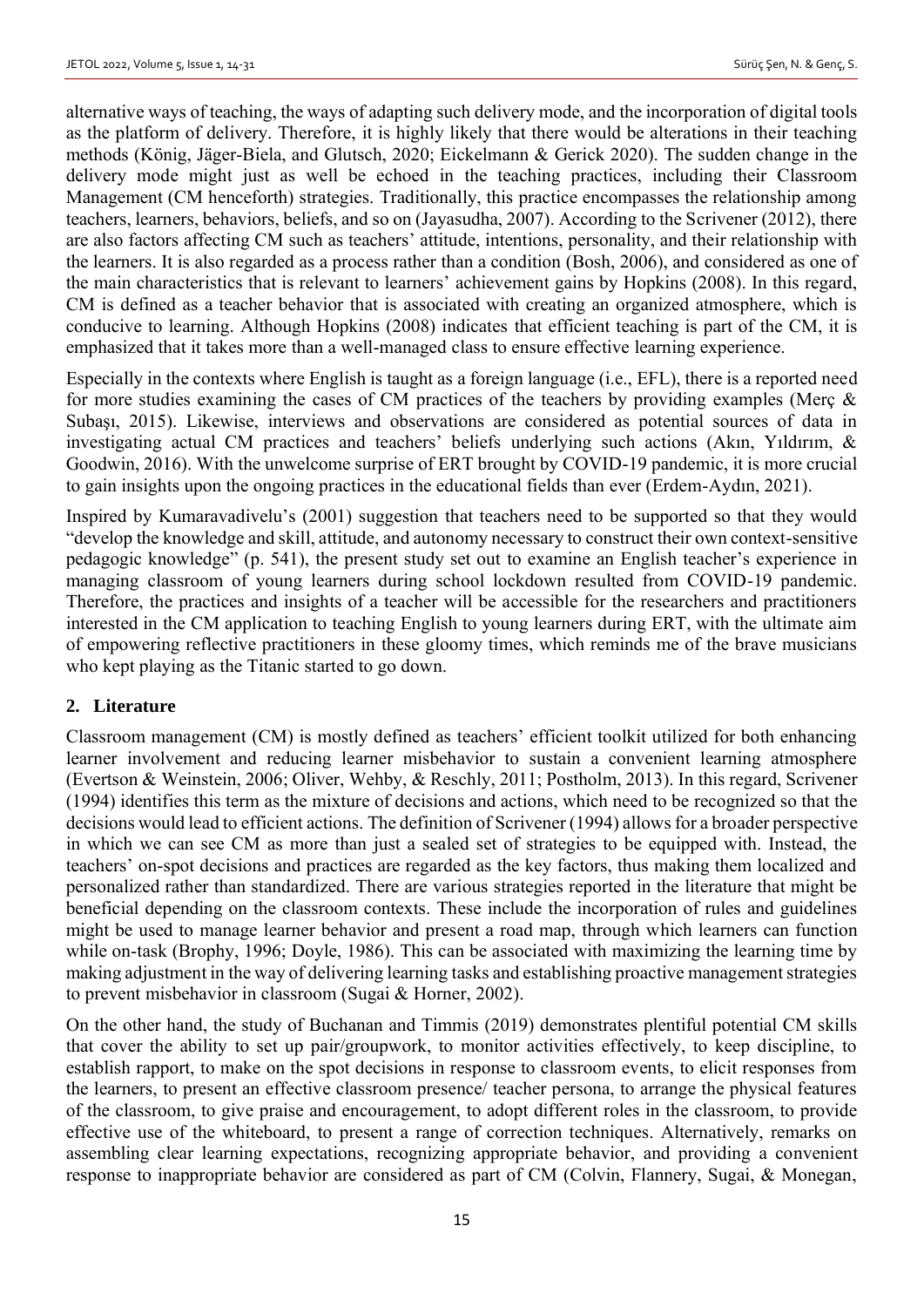alternative ways of teaching, the ways of adapting such delivery mode, and the incorporation of digital tools as the platform of delivery. Therefore, it is highly likely that there would be alterations in their teaching methods (König, Jäger-Biela, and Glutsch, 2020; Eickelmann & Gerick 2020). The sudden change in the delivery mode might just as well be echoed in the teaching practices, including their Classroom Management (CM henceforth) strategies. Traditionally, this practice encompasses the relationship among teachers, learners, behaviors, beliefs, and so on (Jayasudha, 2007). According to the Scrivener (2012), there are also factors affecting CM such as teachers' attitude, intentions, personality, and their relationship with the learners. It is also regarded as a process rather than a condition (Bosh, 2006), and considered as one of the main characteristics that is relevant to learners' achievement gains by Hopkins (2008). In this regard, CM is defined as a teacher behavior that is associated with creating an organized atmosphere, which is conducive to learning. Although Hopkins (2008) indicates that efficient teaching is part of the CM, it is emphasized that it takes more than a well-managed class to ensure effective learning experience.

Especially in the contexts where English is taught as a foreign language (i.e., EFL), there is a reported need for more studies examining the cases of CM practices of the teachers by providing examples (Merç & Subaşı, 2015). Likewise, interviews and observations are considered as potential sources of data in investigating actual CM practices and teachers' beliefs underlying such actions (Akın, Yıldırım, & Goodwin, 2016). With the unwelcome surprise of ERT brought by COVID-19 pandemic, it is more crucial to gain insights upon the ongoing practices in the educational fields than ever (Erdem-Aydın, 2021).

Inspired by Kumaravadivelu's (2001) suggestion that teachers need to be supported so that they would "develop the knowledge and skill, attitude, and autonomy necessary to construct their own context-sensitive pedagogic knowledge" (p. 541), the present study set out to examine an English teacher's experience in managing classroom of young learners during school lockdown resulted from COVID-19 pandemic. Therefore, the practices and insights of a teacher will be accessible for the researchers and practitioners interested in the CM application to teaching English to young learners during ERT, with the ultimate aim of empowering reflective practitioners in these gloomy times, which reminds me of the brave musicians who kept playing as the Titanic started to go down.

## 2. Literature

Classroom management (CM) is mostly defined as teachers' efficient toolkit utilized for both enhancing learner involvement and reducing learner misbehavior to sustain a convenient learning atmosphere (Evertson & Weinstein, 2006; Oliver, Wehby, & Reschly, 2011; Postholm, 2013). In this regard, Scrivener (1994) identifies this term as the mixture of decisions and actions, which need to be recognized so that the decisions would lead to efficient actions. The definition of Scrivener (1994) allows for a broader perspective in which we can see CM as more than just a sealed set of strategies to be equipped with. Instead, the teachers' on-spot decisions and practices are regarded as the key factors, thus making them localized and personalized rather than standardized. There are various strategies reported in the literature that might be beneficial depending on the classroom contexts. These include the incorporation of rules and guidelines might be used to manage learner behavior and present a road map, through which learners can function while on-task (Brophy, 1996; Doyle, 1986). This can be associated with maximizing the learning time by making adjustment in the way of delivering learning tasks and establishing proactive management strategies to prevent misbehavior in classroom (Sugai & Horner, 2002).

On the other hand, the study of Buchanan and Timmis (2019) demonstrates plentiful potential CM skills that cover the ability to set up pair/groupwork, to monitor activities effectively, to keep discipline, to establish rapport, to make on the spot decisions in response to classroom events, to elicit responses from the learners, to present an effective classroom presence/ teacher persona, to arrange the physical features of the classroom, to give praise and encouragement, to adopt different roles in the classroom, to provide effective use of the whiteboard, to present a range of correction techniques. Alternatively, remarks on assembling clear learning expectations, recognizing appropriate behavior, and providing a convenient response to inappropriate behavior are considered as part of CM (Colvin, Flannery, Sugai, & Monegan,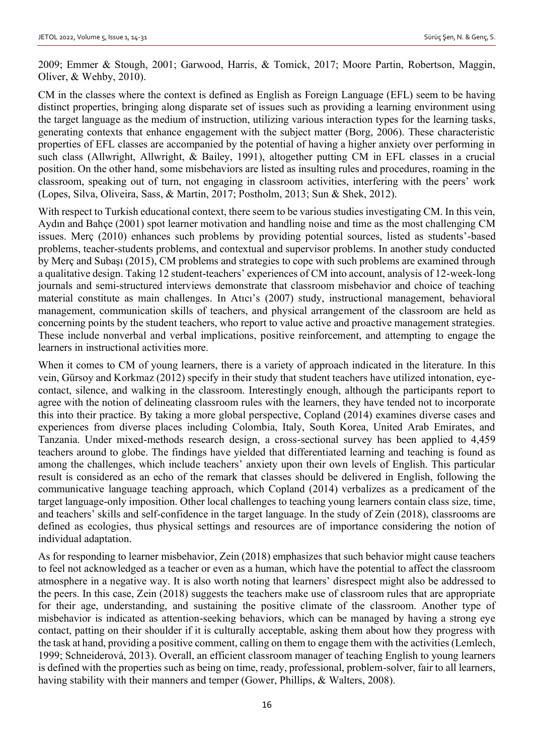2009; Emmer & Stough, 2001; Garwood, Harris, & Tomick, 2017; Moore Partin, Robertson, Maggin, Oliver, & Wehby, 2010).

CM in the classes where the context is defined as English as Foreign Language (EFL) seem to be having distinct properties, bringing along disparate set of issues such as providing a learning environment using the target language as the medium of instruction, utilizing various interaction types for the learning tasks, generating contexts that enhance engagement with the subject matter (Borg, 2006). These characteristic properties of EFL classes are accompanied by the potential of having a higher anxiety over performing in such class (Allwright, Allwright, & Bailey, 1991), altogether putting CM in EFL classes in a crucial position. On the other hand, some misbehaviors are listed as insulting rules and procedures, roaming in the classroom, speaking out of turn, not engaging in classroom activities, interfering with the peers' work (Lopes, Silva, Oliveira, Sass, & Martin, 2017; Postholm, 2013; Sun & Shek, 2012).

With respect to Turkish educational context, there seem to be various studies investigating CM. In this vein, Aydın and Bahçe (2001) spot learner motivation and handling noise and time as the most challenging CM issues. Merç (2010) enhances such problems by providing potential sources, listed as students'-based problems, teacher-students problems, and contextual and supervisor problems. In another study conducted by Merç and Subaşı (2015), CM problems and strategies to cope with such problems are examined through a qualitative design. Taking 12 student-teachers' experiences of CM into account, analysis of 12-week-long journals and semi-structured interviews demonstrate that classroom misbehavior and choice of teaching material constitute as main challenges. In Atıcı's (2007) study, instructional management, behavioral management, communication skills of teachers, and physical arrangement of the classroom are held as concerning points by the student teachers, who report to value active and proactive management strategies. These include nonverbal and verbal implications, positive reinforcement, and attempting to engage the learners in instructional activities more.

When it comes to CM of young learners, there is a variety of approach indicated in the literature. In this vein, Gürsoy and Korkmaz (2012) specify in their study that student teachers have utilized intonation, eye-contact, silence, and walking in the classroom. Interestingly enough, although the participants report to agree with the notion of delineating classroom rules with the learners, they have tended not to incorporate this into their practice. By taking a more global perspective, Copland (2014) examines diverse cases and experiences from diverse places including Colombia, Italy, South Korea, United Arab Emirates, and Tanzania. Under mixed-methods research design, a cross-sectional survey has been applied to 4,459 teachers around to globe. The findings have yielded that differentiated learning and teaching is found as among the challenges, which include teachers' anxiety upon their own levels of English. This particular result is considered as an echo of the remark that classes should be delivered in English, following the communicative language teaching approach, which Copland (2014) verbalizes as a predicament of the target language-only imposition. Other local challenges to teaching young learners contain class size, time, and teachers' skills and self-confidence in the target language. In the study of Zein (2018), classrooms are defined as ecologies, thus physical settings and resources are of importance considering the notion of individual adaptation.

As for responding to learner misbehavior, Zein (2018) emphasizes that such behavior might cause teachers to feel not acknowledged as a teacher or even as a human, which have the potential to affect the classroom atmosphere in a negative way. It is also worth noting that learners' disrespect might also be addressed to the peers. In this case, Zein (2018) suggests the teachers make use of classroom rules that are appropriate for their age, understanding, and sustaining the positive climate of the classroom. Another type of misbehavior is indicated as attention-seeking behaviors, which can be managed by having a strong eye contact, patting on their shoulder if it is culturally acceptable, asking them about how they progress with the task at hand, providing a positive comment, calling on them to engage them with the activities (Lemlech, 1999; Schneiderová, 2013). Overall, an efficient classroom manager of teaching English to young learners is defined with the properties such as being on time, ready, professional, problem-solver, fair to all learners, having stability with their manners and temper (Gower, Phillips, & Walters, 2008).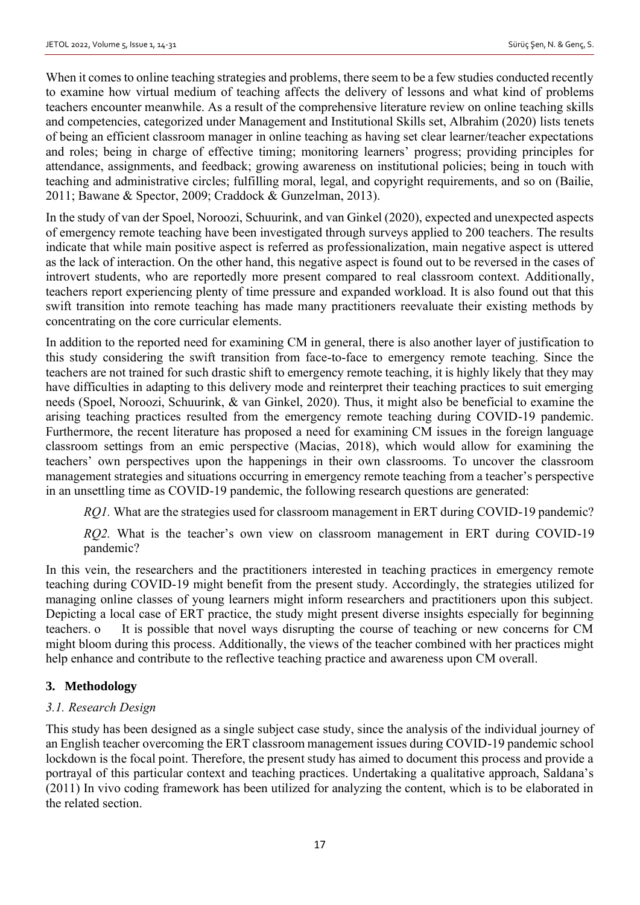When it comes to online teaching strategies and problems, there seem to be a few studies conducted recently to examine how virtual medium of teaching affects the delivery of lessons and what kind of problems teachers encounter meanwhile. As a result of the comprehensive literature review on online teaching skills and competencies, categorized under Management and Institutional Skills set, Albrahim (2020) lists tenets of being an efficient classroom manager in online teaching as having set clear learner/teacher expectations and roles; being in charge of effective timing; monitoring learners' progress; providing principles for attendance, assignments, and feedback; growing awareness on institutional policies; being in touch with teaching and administrative circles; fulfilling moral, legal, and copyright requirements, and so on (Bailie, 2011; Bawane & Spector, 2009; Craddock & Gunzelman, 2013).

In the study of van der Spoel, Noroozi, Schuurink, and van Ginkel (2020), expected and unexpected aspects of emergency remote teaching have been investigated through surveys applied to 200 teachers. The results indicate that while main positive aspect is referred as professionalization, main negative aspect is uttered as the lack of interaction. On the other hand, this negative aspect is found out to be reversed in the cases of introvert students, who are reportedly more present compared to real classroom context. Additionally, teachers report experiencing plenty of time pressure and expanded workload. It is also found out that this swift transition into remote teaching has made many practitioners reevaluate their existing methods by concentrating on the core curricular elements.

In addition to the reported need for examining CM in general, there is also another layer of justification to this study considering the swift transition from face-to-face to emergency remote teaching. Since the teachers are not trained for such drastic shift to emergency remote teaching, it is highly likely that they may have difficulties in adapting to this delivery mode and reinterpret their teaching practices to suit emerging needs (Spoel, Noroozi, Schuurink, & van Ginkel, 2020). Thus, it might also be beneficial to examine the arising teaching practices resulted from the emergency remote teaching during COVID-19 pandemic. Furthermore, the recent literature has proposed a need for examining CM issues in the foreign language classroom settings from an emic perspective (Macias, 2018), which would allow for examining the teachers' own perspectives upon the happenings in their own classrooms. To uncover the classroom management strategies and situations occurring in emergency remote teaching from a teacher's perspective in an unsettling time as COVID-19 pandemic, the following research questions are generated:

*RQ1.* What are the strategies used for classroom management in ERT during COVID-19 pandemic?

*RQ2.* What is the teacher's own view on classroom management in ERT during COVID-19 pandemic?

In this vein, the researchers and the practitioners interested in teaching practices in emergency remote teaching during COVID-19 might benefit from the present study. Accordingly, the strategies utilized for managing online classes of young learners might inform researchers and practitioners upon this subject. Depicting a local case of ERT practice, the study might present diverse insights especially for beginning teachers. o It is possible that novel ways disrupting the course of teaching or new concerns for CM might bloom during this process. Additionally, the views of the teacher combined with her practices might help enhance and contribute to the reflective teaching practice and awareness upon CM overall.

## 3. Methodology

### *3.1. Research Design*

This study has been designed as a single subject case study, since the analysis of the individual journey of an English teacher overcoming the ERT classroom management issues during COVID-19 pandemic school lockdown is the focal point. Therefore, the present study has aimed to document this process and provide a portrayal of this particular context and teaching practices. Undertaking a qualitative approach, Saldana's (2011) In vivo coding framework has been utilized for analyzing the content, which is to be elaborated in the related section.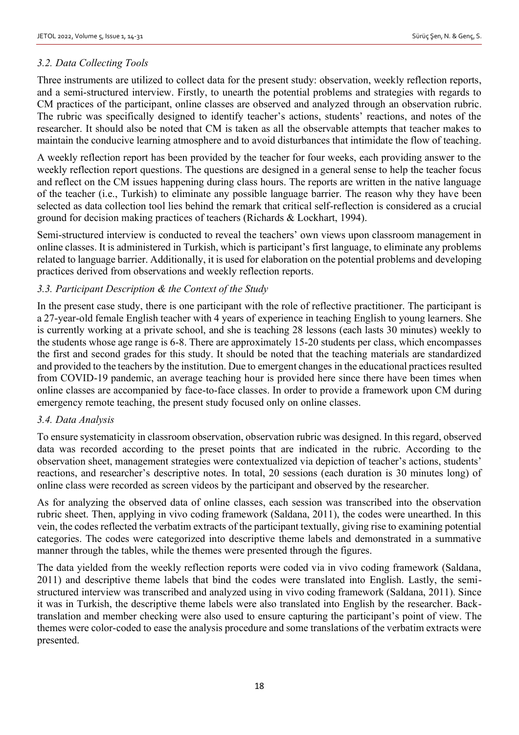### *3.2. Data Collecting Tools*

Three instruments are utilized to collect data for the present study: observation, weekly reflection reports, and a semi-structured interview. Firstly, to unearth the potential problems and strategies with regards to CM practices of the participant, online classes are observed and analyzed through an observation rubric. The rubric was specifically designed to identify teacher's actions, students' reactions, and notes of the researcher. It should also be noted that CM is taken as all the observable attempts that teacher makes to maintain the conducive learning atmosphere and to avoid disturbances that intimidate the flow of teaching.

A weekly reflection report has been provided by the teacher for four weeks, each providing answer to the weekly reflection report questions. The questions are designed in a general sense to help the teacher focus and reflect on the CM issues happening during class hours. The reports are written in the native language of the teacher (i.e., Turkish) to eliminate any possible language barrier. The reason why they have been selected as data collection tool lies behind the remark that critical self-reflection is considered as a crucial ground for decision making practices of teachers (Richards & Lockhart, 1994).

Semi-structured interview is conducted to reveal the teachers' own views upon classroom management in online classes. It is administered in Turkish, which is participant's first language, to eliminate any problems related to language barrier. Additionally, it is used for elaboration on the potential problems and developing practices derived from observations and weekly reflection reports.

### *3.3. Participant Description & the Context of the Study*

In the present case study, there is one participant with the role of reflective practitioner. The participant is a 27-year-old female English teacher with 4 years of experience in teaching English to young learners. She is currently working at a private school, and she is teaching 28 lessons (each lasts 30 minutes) weekly to the students whose age range is 6-8. There are approximately 15-20 students per class, which encompasses the first and second grades for this study. It should be noted that the teaching materials are standardized and provided to the teachers by the institution. Due to emergent changes in the educational practices resulted from COVID-19 pandemic, an average teaching hour is provided here since there have been times when online classes are accompanied by face-to-face classes. In order to provide a framework upon CM during emergency remote teaching, the present study focused only on online classes.

### *3.4. Data Analysis*

To ensure systematicity in classroom observation, observation rubric was designed. In this regard, observed data was recorded according to the preset points that are indicated in the rubric. According to the observation sheet, management strategies were contextualized via depiction of teacher's actions, students' reactions, and researcher's descriptive notes. In total, 20 sessions (each duration is 30 minutes long) of online class were recorded as screen videos by the participant and observed by the researcher.

As for analyzing the observed data of online classes, each session was transcribed into the observation rubric sheet. Then, applying in vivo coding framework (Saldana, 2011), the codes were unearthed. In this vein, the codes reflected the verbatim extracts of the participant textually, giving rise to examining potential categories. The codes were categorized into descriptive theme labels and demonstrated in a summative manner through the tables, while the themes were presented through the figures.

The data yielded from the weekly reflection reports were coded via in vivo coding framework (Saldana, 2011) and descriptive theme labels that bind the codes were translated into English. Lastly, the semi-structured interview was transcribed and analyzed using in vivo coding framework (Saldana, 2011). Since it was in Turkish, the descriptive theme labels were also translated into English by the researcher. Back-translation and member checking were also used to ensure capturing the participant's point of view. The themes were color-coded to ease the analysis procedure and some translations of the verbatim extracts were presented.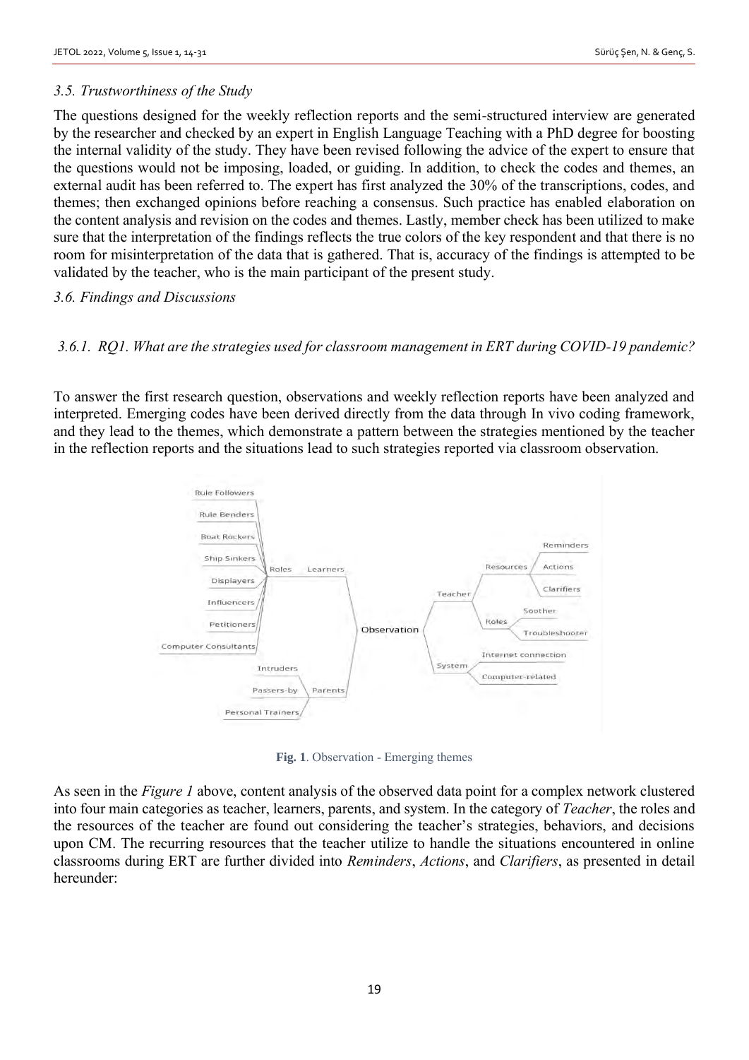### *3.5. Trustworthiness of the Study*

The questions designed for the weekly reflection reports and the semi-structured interview are generated by the researcher and checked by an expert in English Language Teaching with a PhD degree for boosting the internal validity of the study. They have been revised following the advice of the expert to ensure that the questions would not be imposing, loaded, or guiding. In addition, to check the codes and themes, an external audit has been referred to. The expert has first analyzed the 30% of the transcriptions, codes, and themes; then exchanged opinions before reaching a consensus. Such practice has enabled elaboration on the content analysis and revision on the codes and themes. Lastly, member check has been utilized to make sure that the interpretation of the findings reflects the true colors of the key respondent and that there is no room for misinterpretation of the data that is gathered. That is, accuracy of the findings is attempted to be validated by the teacher, who is the main participant of the present study.

### *3.6. Findings and Discussions*

#### *3.6.1. RQ1. What are the strategies used for classroom management in ERT during COVID-19 pandemic?*

To answer the first research question, observations and weekly reflection reports have been analyzed and interpreted. Emerging codes have been derived directly from the data through In vivo coding framework, and they lead to the themes, which demonstrate a pattern between the strategies mentioned by the teacher in the reflection reports and the situations lead to such strategies reported via classroom observation.

**Fig. 1**. Observation - Emerging themes

As seen in the *Figure 1* above, content analysis of the observed data point for a complex network clustered into four main categories as teacher, learners, parents, and system. In the category of *Teacher*, the roles and the resources of the teacher are found out considering the teacher's strategies, behaviors, and decisions upon CM. The recurring resources that the teacher utilize to handle the situations encountered in online classrooms during ERT are further divided into *Reminders*, *Actions*, and *Clarifiers*, as presented in detail hereunder: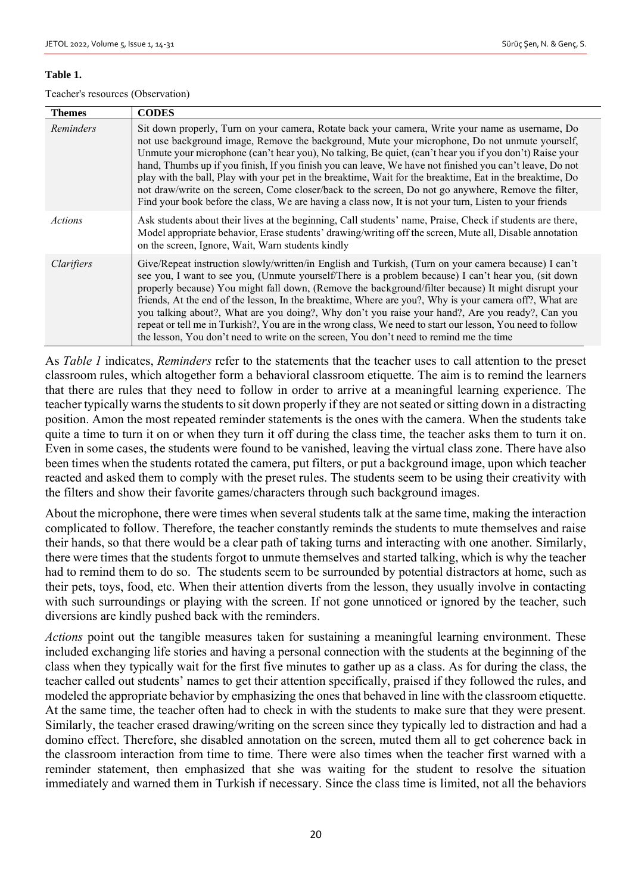**Table 1.**

Teacher's resources (Observation)

| Themes | CODES |
|---|---|
| *Reminders* | Sit down properly, Turn on your camera, Rotate back your camera, Write your name as username, Do not use background image, Remove the background, Mute your microphone, Do not unmute yourself, Unmute your microphone (can't hear you), No talking, Be quiet, (can't hear you if you don't) Raise your hand, Thumbs up if you finish, If you finish you can leave, We have not finished you can't leave, Do not play with the ball, Play with your pet in the breaktime, Wait for the breaktime, Eat in the breaktime, Do not draw/write on the screen, Come closer/back to the screen, Do not go anywhere, Remove the filter, Find your book before the class, We are having a class now, It is not your turn, Listen to your friends |
| *Actions* | Ask students about their lives at the beginning, Call students' name, Praise, Check if students are there, Model appropriate behavior, Erase students' drawing/writing off the screen, Mute all, Disable annotation on the screen, Ignore, Wait, Warn students kindly |
| *Clarifiers* | Give/Repeat instruction slowly/written/in English and Turkish, (Turn on your camera because) I can't see you, I want to see you, (Unmute yourself/There is a problem because) I can't hear you, (sit down properly because) You might fall down, (Remove the background/filter because) It might disrupt your friends, At the end of the lesson, In the breaktime, Where are you?, Why is your camera off?, What are you talking about?, What are you doing?, Why don't you raise your hand?, Are you ready?, Can you repeat or tell me in Turkish?, You are in the wrong class, We need to start our lesson, You need to follow the lesson, You don't need to write on the screen, You don't need to remind me the time |

As *Table 1* indicates, *Reminders* refer to the statements that the teacher uses to call attention to the preset classroom rules, which altogether form a behavioral classroom etiquette. The aim is to remind the learners that there are rules that they need to follow in order to arrive at a meaningful learning experience. The teacher typically warns the students to sit down properly if they are not seated or sitting down in a distracting position. Amon the most repeated reminder statements is the ones with the camera. When the students take quite a time to turn it on or when they turn it off during the class time, the teacher asks them to turn it on. Even in some cases, the students were found to be vanished, leaving the virtual class zone. There have also been times when the students rotated the camera, put filters, or put a background image, upon which teacher reacted and asked them to comply with the preset rules. The students seem to be using their creativity with the filters and show their favorite games/characters through such background images.

About the microphone, there were times when several students talk at the same time, making the interaction complicated to follow. Therefore, the teacher constantly reminds the students to mute themselves and raise their hands, so that there would be a clear path of taking turns and interacting with one another. Similarly, there were times that the students forgot to unmute themselves and started talking, which is why the teacher had to remind them to do so. The students seem to be surrounded by potential distractors at home, such as their pets, toys, food, etc. When their attention diverts from the lesson, they usually involve in contacting with such surroundings or playing with the screen. If not gone unnoticed or ignored by the teacher, such diversions are kindly pushed back with the reminders.

*Actions* point out the tangible measures taken for sustaining a meaningful learning environment. These included exchanging life stories and having a personal connection with the students at the beginning of the class when they typically wait for the first five minutes to gather up as a class. As for during the class, the teacher called out students' names to get their attention specifically, praised if they followed the rules, and modeled the appropriate behavior by emphasizing the ones that behaved in line with the classroom etiquette. At the same time, the teacher often had to check in with the students to make sure that they were present. Similarly, the teacher erased drawing/writing on the screen since they typically led to distraction and had a domino effect. Therefore, she disabled annotation on the screen, muted them all to get coherence back in the classroom interaction from time to time. There were also times when the teacher first warned with a reminder statement, then emphasized that she was waiting for the student to resolve the situation immediately and warned them in Turkish if necessary. Since the class time is limited, not all the behaviors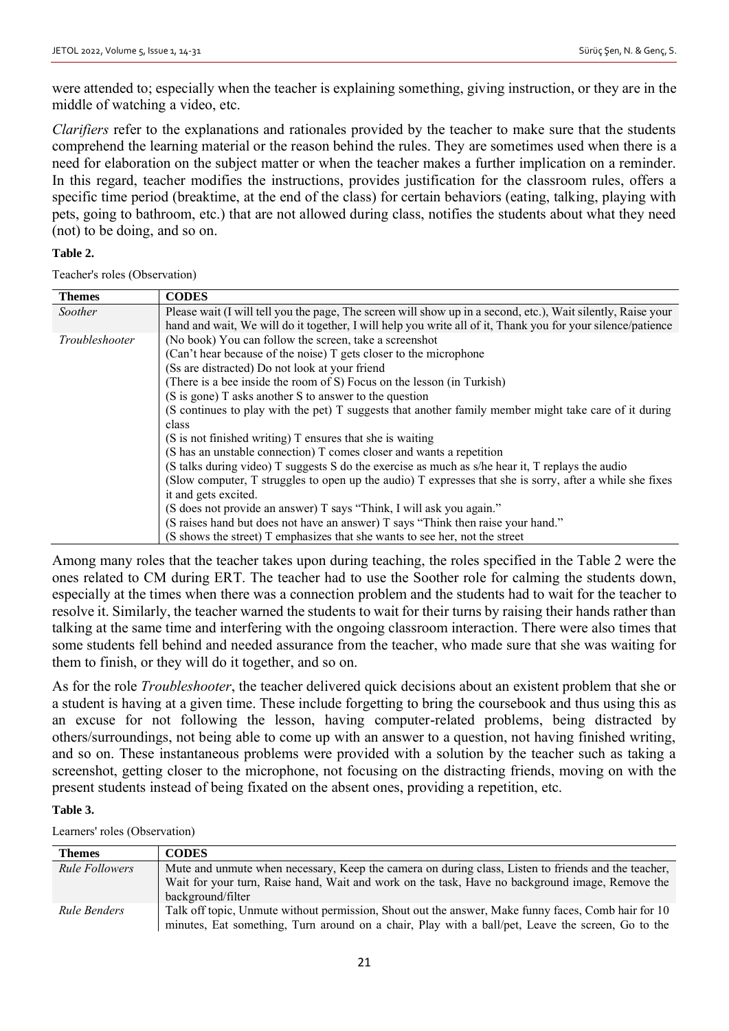were attended to; especially when the teacher is explaining something, giving instruction, or they are in the middle of watching a video, etc.

*Clarifiers* refer to the explanations and rationales provided by the teacher to make sure that the students comprehend the learning material or the reason behind the rules. They are sometimes used when there is a need for elaboration on the subject matter or when the teacher makes a further implication on a reminder. In this regard, teacher modifies the instructions, provides justification for the classroom rules, offers a specific time period (breaktime, at the end of the class) for certain behaviors (eating, talking, playing with pets, going to bathroom, etc.) that are not allowed during class, notifies the students about what they need (not) to be doing, and so on.

**Table 2.**

Teacher's roles (Observation)

| **Themes** | **CODES** |
|---|---|
| *Soother* | Please wait (I will tell you the page, The screen will show up in a second, etc.), Wait silently, Raise your hand and wait, We will do it together, I will help you write all of it, Thank you for your silence/patience |
| *Troubleshooter* | (No book) You can follow the screen, take a screenshot<br>(Can't hear because of the noise) T gets closer to the microphone<br>(Ss are distracted) Do not look at your friend<br>(There is a bee inside the room of S) Focus on the lesson (in Turkish)<br>(S is gone) T asks another S to answer to the question<br>(S continues to play with the pet) T suggests that another family member might take care of it during class<br>(S is not finished writing) T ensures that she is waiting<br>(S has an unstable connection) T comes closer and wants a repetition<br>(S talks during video) T suggests S do the exercise as much as s/he hear it, T replays the audio<br>(Slow computer, T struggles to open up the audio) T expresses that she is sorry, after a while she fixes it and gets excited.<br>(S does not provide an answer) T says "Think, I will ask you again."<br>(S raises hand but does not have an answer) T says "Think then raise your hand."<br>(S shows the street) T emphasizes that she wants to see her, not the street |

Among many roles that the teacher takes upon during teaching, the roles specified in the Table 2 were the ones related to CM during ERT. The teacher had to use the Soother role for calming the students down, especially at the times when there was a connection problem and the students had to wait for the teacher to resolve it. Similarly, the teacher warned the students to wait for their turns by raising their hands rather than talking at the same time and interfering with the ongoing classroom interaction. There were also times that some students fell behind and needed assurance from the teacher, who made sure that she was waiting for them to finish, or they will do it together, and so on.

As for the role *Troubleshooter*, the teacher delivered quick decisions about an existent problem that she or a student is having at a given time. These include forgetting to bring the coursebook and thus using this as an excuse for not following the lesson, having computer-related problems, being distracted by others/surroundings, not being able to come up with an answer to a question, not having finished writing, and so on. These instantaneous problems were provided with a solution by the teacher such as taking a screenshot, getting closer to the microphone, not focusing on the distracting friends, moving on with the present students instead of being fixated on the absent ones, providing a repetition, etc.

**Table 3.**

Learners' roles (Observation)

| **Themes** | **CODES** |
|---|---|
| *Rule Followers* | Mute and unmute when necessary, Keep the camera on during class, Listen to friends and the teacher, Wait for your turn, Raise hand, Wait and work on the task, Have no background image, Remove the background/filter |
| *Rule Benders* | Talk off topic, Unmute without permission, Shout out the answer, Make funny faces, Comb hair for 10 minutes, Eat something, Turn around on a chair, Play with a ball/pet, Leave the screen, Go to the |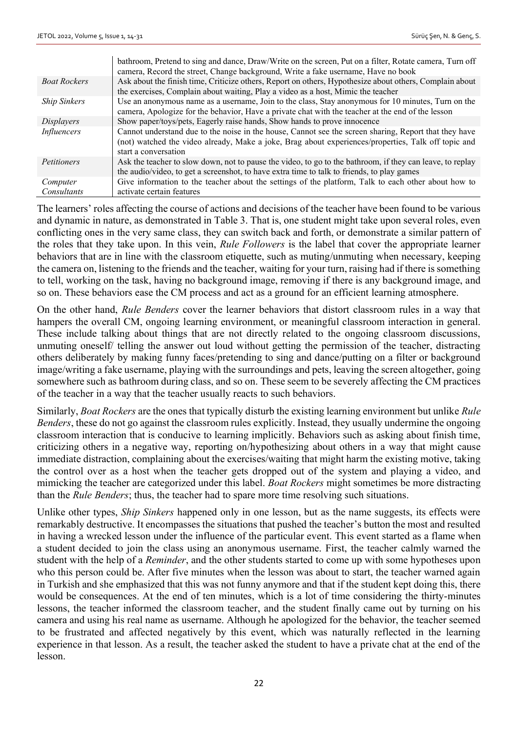| | |
|---|---|
| | bathroom, Pretend to sing and dance, Draw/Write on the screen, Put on a filter, Rotate camera, Turn off camera, Record the street, Change background, Write a fake username, Have no book |
| *Boat Rockers* | Ask about the finish time, Criticize others, Report on others, Hypothesize about others, Complain about the exercises, Complain about waiting, Play a video as a host, Mimic the teacher |
| *Ship Sinkers* | Use an anonymous name as a username, Join to the class, Stay anonymous for 10 minutes, Turn on the camera, Apologize for the behavior, Have a private chat with the teacher at the end of the lesson |
| *Displayers* | Show paper/toys/pets, Eagerly raise hands, Show hands to prove innocence |
| *Influencers* | Cannot understand due to the noise in the house, Cannot see the screen sharing, Report that they have (not) watched the video already, Make a joke, Brag about experiences/properties, Talk off topic and start a conversation |
| *Petitioners* | Ask the teacher to slow down, not to pause the video, to go to the bathroom, if they can leave, to replay the audio/video, to get a screenshot, to have extra time to talk to friends, to play games |
| *Computer Consultants* | Give information to the teacher about the settings of the platform, Talk to each other about how to activate certain features |

The learners' roles affecting the course of actions and decisions of the teacher have been found to be various and dynamic in nature, as demonstrated in Table 3. That is, one student might take upon several roles, even conflicting ones in the very same class, they can switch back and forth, or demonstrate a similar pattern of the roles that they take upon. In this vein, *Rule Followers* is the label that cover the appropriate learner behaviors that are in line with the classroom etiquette, such as muting/unmuting when necessary, keeping the camera on, listening to the friends and the teacher, waiting for your turn, raising had if there is something to tell, working on the task, having no background image, removing if there is any background image, and so on. These behaviors ease the CM process and act as a ground for an efficient learning atmosphere.

On the other hand, *Rule Benders* cover the learner behaviors that distort classroom rules in a way that hampers the overall CM, ongoing learning environment, or meaningful classroom interaction in general. These include talking about things that are not directly related to the ongoing classroom discussions, unmuting oneself/ telling the answer out loud without getting the permission of the teacher, distracting others deliberately by making funny faces/pretending to sing and dance/putting on a filter or background image/writing a fake username, playing with the surroundings and pets, leaving the screen altogether, going somewhere such as bathroom during class, and so on. These seem to be severely affecting the CM practices of the teacher in a way that the teacher usually reacts to such behaviors.

Similarly, *Boat Rockers* are the ones that typically disturb the existing learning environment but unlike *Rule Benders*, these do not go against the classroom rules explicitly. Instead, they usually undermine the ongoing classroom interaction that is conducive to learning implicitly. Behaviors such as asking about finish time, criticizing others in a negative way, reporting on/hypothesizing about others in a way that might cause immediate distraction, complaining about the exercises/waiting that might harm the existing motive, taking the control over as a host when the teacher gets dropped out of the system and playing a video, and mimicking the teacher are categorized under this label. *Boat Rockers* might sometimes be more distracting than the *Rule Benders*; thus, the teacher had to spare more time resolving such situations.

Unlike other types, *Ship Sinkers* happened only in one lesson, but as the name suggests, its effects were remarkably destructive. It encompasses the situations that pushed the teacher's button the most and resulted in having a wrecked lesson under the influence of the particular event. This event started as a flame when a student decided to join the class using an anonymous username. First, the teacher calmly warned the student with the help of a *Reminder*, and the other students started to come up with some hypotheses upon who this person could be. After five minutes when the lesson was about to start, the teacher warned again in Turkish and she emphasized that this was not funny anymore and that if the student kept doing this, there would be consequences. At the end of ten minutes, which is a lot of time considering the thirty-minutes lessons, the teacher informed the classroom teacher, and the student finally came out by turning on his camera and using his real name as username. Although he apologized for the behavior, the teacher seemed to be frustrated and affected negatively by this event, which was naturally reflected in the learning experience in that lesson. As a result, the teacher asked the student to have a private chat at the end of the lesson.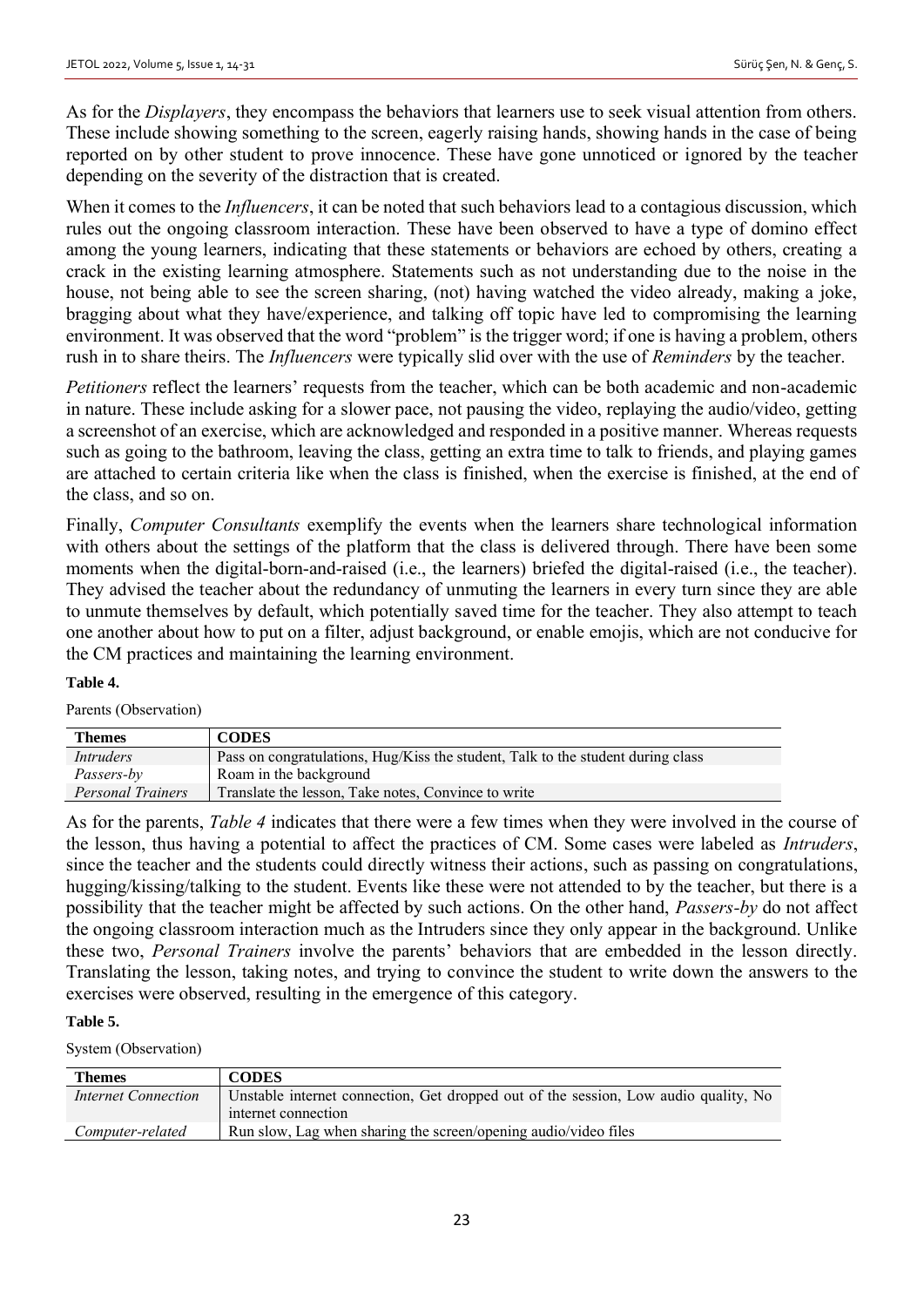As for the *Displayers*, they encompass the behaviors that learners use to seek visual attention from others. These include showing something to the screen, eagerly raising hands, showing hands in the case of being reported on by other student to prove innocence. These have gone unnoticed or ignored by the teacher depending on the severity of the distraction that is created.

When it comes to the *Influencers*, it can be noted that such behaviors lead to a contagious discussion, which rules out the ongoing classroom interaction. These have been observed to have a type of domino effect among the young learners, indicating that these statements or behaviors are echoed by others, creating a crack in the existing learning atmosphere. Statements such as not understanding due to the noise in the house, not being able to see the screen sharing, (not) having watched the video already, making a joke, bragging about what they have/experience, and talking off topic have led to compromising the learning environment. It was observed that the word "problem" is the trigger word; if one is having a problem, others rush in to share theirs. The *Influencers* were typically slid over with the use of *Reminders* by the teacher.

*Petitioners* reflect the learners' requests from the teacher, which can be both academic and non-academic in nature. These include asking for a slower pace, not pausing the video, replaying the audio/video, getting a screenshot of an exercise, which are acknowledged and responded in a positive manner. Whereas requests such as going to the bathroom, leaving the class, getting an extra time to talk to friends, and playing games are attached to certain criteria like when the class is finished, when the exercise is finished, at the end of the class, and so on.

Finally, *Computer Consultants* exemplify the events when the learners share technological information with others about the settings of the platform that the class is delivered through. There have been some moments when the digital-born-and-raised (i.e., the learners) briefed the digital-raised (i.e., the teacher). They advised the teacher about the redundancy of unmuting the learners in every turn since they are able to unmute themselves by default, which potentially saved time for the teacher. They also attempt to teach one another about how to put on a filter, adjust background, or enable emojis, which are not conducive for the CM practices and maintaining the learning environment.

**Table 4.**

Parents (Observation)

| Themes | CODES |
|---|---|
| *Intruders* | Pass on congratulations, Hug/Kiss the student, Talk to the student during class |
| *Passers-by* | Roam in the background |
| *Personal Trainers* | Translate the lesson, Take notes, Convince to write |

As for the parents, *Table 4* indicates that there were a few times when they were involved in the course of the lesson, thus having a potential to affect the practices of CM. Some cases were labeled as *Intruders*, since the teacher and the students could directly witness their actions, such as passing on congratulations, hugging/kissing/talking to the student. Events like these were not attended to by the teacher, but there is a possibility that the teacher might be affected by such actions. On the other hand, *Passers-by* do not affect the ongoing classroom interaction much as the Intruders since they only appear in the background. Unlike these two, *Personal Trainers* involve the parents' behaviors that are embedded in the lesson directly. Translating the lesson, taking notes, and trying to convince the student to write down the answers to the exercises were observed, resulting in the emergence of this category.

**Table 5.**

System (Observation)

| Themes | CODES |
|---|---|
| *Internet Connection* | Unstable internet connection, Get dropped out of the session, Low audio quality, No internet connection |
| *Computer-related* | Run slow, Lag when sharing the screen/opening audio/video files |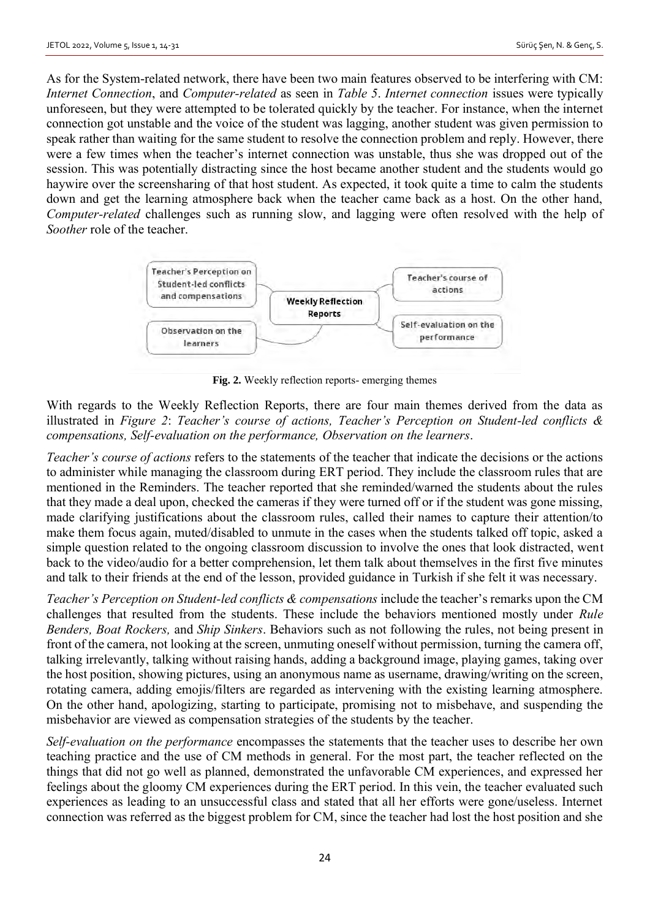As for the System-related network, there have been two main features observed to be interfering with CM: *Internet Connection*, and *Computer-related* as seen in *Table 5*. *Internet connection* issues were typically unforeseen, but they were attempted to be tolerated quickly by the teacher. For instance, when the internet connection got unstable and the voice of the student was lagging, another student was given permission to speak rather than waiting for the same student to resolve the connection problem and reply. However, there were a few times when the teacher's internet connection was unstable, thus she was dropped out of the session. This was potentially distracting since the host became another student and the students would go haywire over the screensharing of that host student. As expected, it took quite a time to calm the students down and get the learning atmosphere back when the teacher came back as a host. On the other hand, *Computer-related* challenges such as running slow, and lagging were often resolved with the help of *Soother* role of the teacher.

Teacher's Perception on Student-led conflicts and compensations | Teacher's course of actions | Weekly Reflection Reports | Observation on the learners | Self-evaluation on the performance

**Fig. 2.** Weekly reflection reports- emerging themes

With regards to the Weekly Reflection Reports, there are four main themes derived from the data as illustrated in *Figure 2*: *Teacher's course of actions, Teacher's Perception on Student-led conflicts & compensations, Self-evaluation on the performance, Observation on the learners*.

*Teacher's course of actions* refers to the statements of the teacher that indicate the decisions or the actions to administer while managing the classroom during ERT period. They include the classroom rules that are mentioned in the Reminders. The teacher reported that she reminded/warned the students about the rules that they made a deal upon, checked the cameras if they were turned off or if the student was gone missing, made clarifying justifications about the classroom rules, called their names to capture their attention/to make them focus again, muted/disabled to unmute in the cases when the students talked off topic, asked a simple question related to the ongoing classroom discussion to involve the ones that look distracted, went back to the video/audio for a better comprehension, let them talk about themselves in the first five minutes and talk to their friends at the end of the lesson, provided guidance in Turkish if she felt it was necessary.

*Teacher's Perception on Student-led conflicts & compensations* include the teacher's remarks upon the CM challenges that resulted from the students. These include the behaviors mentioned mostly under *Rule Benders, Boat Rockers,* and *Ship Sinkers*. Behaviors such as not following the rules, not being present in front of the camera, not looking at the screen, unmuting oneself without permission, turning the camera off, talking irrelevantly, talking without raising hands, adding a background image, playing games, taking over the host position, showing pictures, using an anonymous name as username, drawing/writing on the screen, rotating camera, adding emojis/filters are regarded as intervening with the existing learning atmosphere. On the other hand, apologizing, starting to participate, promising not to misbehave, and suspending the misbehavior are viewed as compensation strategies of the students by the teacher.

*Self-evaluation on the performance* encompasses the statements that the teacher uses to describe her own teaching practice and the use of CM methods in general. For the most part, the teacher reflected on the things that did not go well as planned, demonstrated the unfavorable CM experiences, and expressed her feelings about the gloomy CM experiences during the ERT period. In this vein, the teacher evaluated such experiences as leading to an unsuccessful class and stated that all her efforts were gone/useless. Internet connection was referred as the biggest problem for CM, since the teacher had lost the host position and she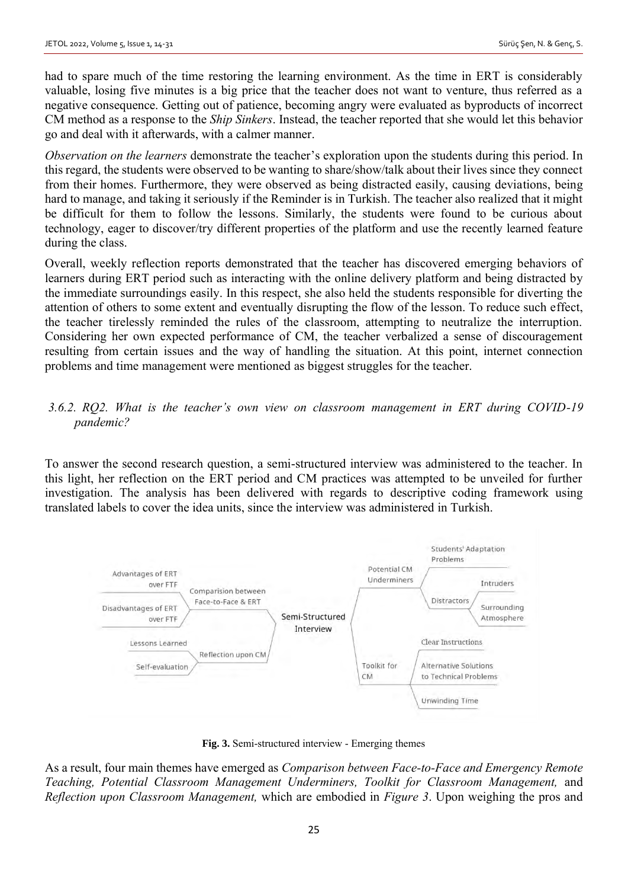had to spare much of the time restoring the learning environment. As the time in ERT is considerably valuable, losing five minutes is a big price that the teacher does not want to venture, thus referred as a negative consequence. Getting out of patience, becoming angry were evaluated as byproducts of incorrect CM method as a response to the *Ship Sinkers*. Instead, the teacher reported that she would let this behavior go and deal with it afterwards, with a calmer manner.

*Observation on the learners* demonstrate the teacher's exploration upon the students during this period. In this regard, the students were observed to be wanting to share/show/talk about their lives since they connect from their homes. Furthermore, they were observed as being distracted easily, causing deviations, being hard to manage, and taking it seriously if the Reminder is in Turkish. The teacher also realized that it might be difficult for them to follow the lessons. Similarly, the students were found to be curious about technology, eager to discover/try different properties of the platform and use the recently learned feature during the class.

Overall, weekly reflection reports demonstrated that the teacher has discovered emerging behaviors of learners during ERT period such as interacting with the online delivery platform and being distracted by the immediate surroundings easily. In this respect, she also held the students responsible for diverting the attention of others to some extent and eventually disrupting the flow of the lesson. To reduce such effect, the teacher tirelessly reminded the rules of the classroom, attempting to neutralize the interruption. Considering her own expected performance of CM, the teacher verbalized a sense of discouragement resulting from certain issues and the way of handling the situation. At this point, internet connection problems and time management were mentioned as biggest struggles for the teacher.

### 3.6.2. RQ2. *What is the teacher's own view on classroom management in ERT during COVID-19 pandemic?*

To answer the second research question, a semi-structured interview was administered to the teacher. In this light, her reflection on the ERT period and CM practices was attempted to be unveiled for further investigation. The analysis has been delivered with regards to descriptive coding framework using translated labels to cover the idea units, since the interview was administered in Turkish.

- Semi-Structured Interview
  - Comparision between Face-to-Face & ERT
    - Advantages of ERT over FTF
    - Disadvantages of ERT over FTF
  - Reflection upon CM
    - Lessons Learned
    - Self-evaluation
  - Potential CM Underminers
    - Students' Adaptation Problems
    - Distractors
      - Intruders
      - Surrounding Atmosphere
  - Toolkit for CM
    - Clear Instructions
    - Alternative Solutions to Technical Problems
    - Unwinding Time

**Fig. 3.** Semi-structured interview - Emerging themes

As a result, four main themes have emerged as *Comparison between Face-to-Face and Emergency Remote Teaching, Potential Classroom Management Underminers, Toolkit for Classroom Management,* and *Reflection upon Classroom Management,* which are embodied in *Figure 3*. Upon weighing the pros and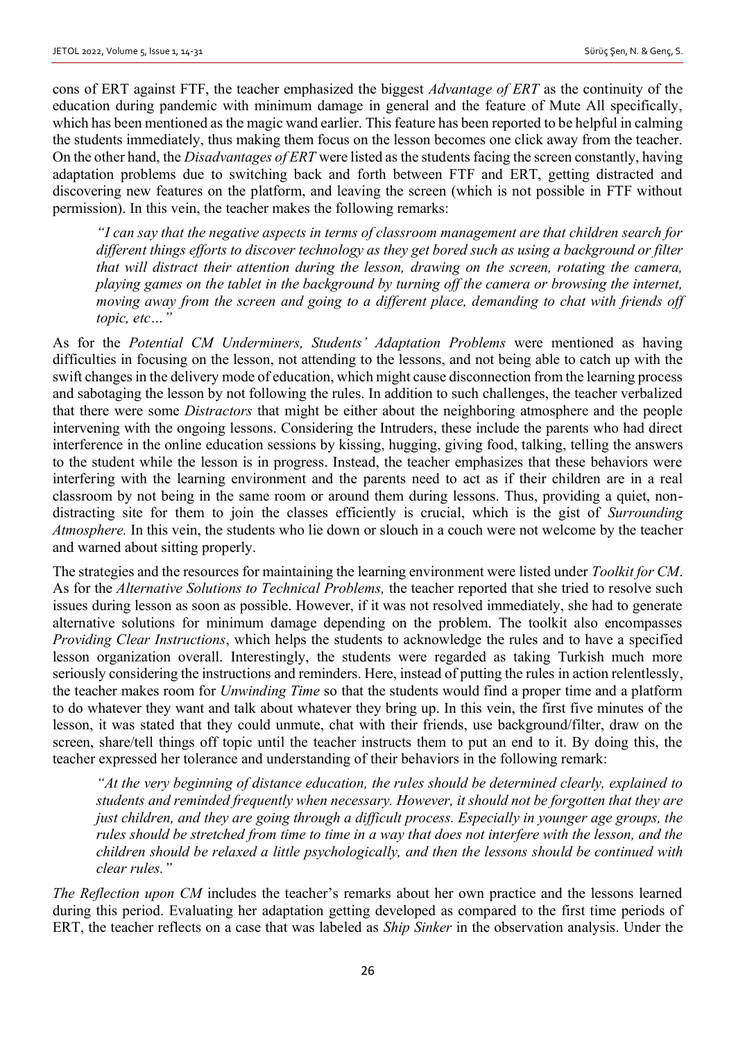cons of ERT against FTF, the teacher emphasized the biggest *Advantage of ERT* as the continuity of the education during pandemic with minimum damage in general and the feature of Mute All specifically, which has been mentioned as the magic wand earlier. This feature has been reported to be helpful in calming the students immediately, thus making them focus on the lesson becomes one click away from the teacher. On the other hand, the *Disadvantages of ERT* were listed as the students facing the screen constantly, having adaptation problems due to switching back and forth between FTF and ERT, getting distracted and discovering new features on the platform, and leaving the screen (which is not possible in FTF without permission). In this vein, the teacher makes the following remarks:

> *"I can say that the negative aspects in terms of classroom management are that children search for different things efforts to discover technology as they get bored such as using a background or filter that will distract their attention during the lesson, drawing on the screen, rotating the camera, playing games on the tablet in the background by turning off the camera or browsing the internet, moving away from the screen and going to a different place, demanding to chat with friends off topic, etc…"*

As for the *Potential CM Underminers, Students' Adaptation Problems* were mentioned as having difficulties in focusing on the lesson, not attending to the lessons, and not being able to catch up with the swift changes in the delivery mode of education, which might cause disconnection from the learning process and sabotaging the lesson by not following the rules. In addition to such challenges, the teacher verbalized that there were some *Distractors* that might be either about the neighboring atmosphere and the people intervening with the ongoing lessons. Considering the Intruders, these include the parents who had direct interference in the online education sessions by kissing, hugging, giving food, talking, telling the answers to the student while the lesson is in progress. Instead, the teacher emphasizes that these behaviors were interfering with the learning environment and the parents need to act as if their children are in a real classroom by not being in the same room or around them during lessons. Thus, providing a quiet, non-distracting site for them to join the classes efficiently is crucial, which is the gist of *Surrounding Atmosphere.* In this vein, the students who lie down or slouch in a couch were not welcome by the teacher and warned about sitting properly.

The strategies and the resources for maintaining the learning environment were listed under *Toolkit for CM*. As for the *Alternative Solutions to Technical Problems,* the teacher reported that she tried to resolve such issues during lesson as soon as possible. However, if it was not resolved immediately, she had to generate alternative solutions for minimum damage depending on the problem. The toolkit also encompasses *Providing Clear Instructions*, which helps the students to acknowledge the rules and to have a specified lesson organization overall. Interestingly, the students were regarded as taking Turkish much more seriously considering the instructions and reminders. Here, instead of putting the rules in action relentlessly, the teacher makes room for *Unwinding Time* so that the students would find a proper time and a platform to do whatever they want and talk about whatever they bring up. In this vein, the first five minutes of the lesson, it was stated that they could unmute, chat with their friends, use background/filter, draw on the screen, share/tell things off topic until the teacher instructs them to put an end to it. By doing this, the teacher expressed her tolerance and understanding of their behaviors in the following remark:

> *"At the very beginning of distance education, the rules should be determined clearly, explained to students and reminded frequently when necessary. However, it should not be forgotten that they are just children, and they are going through a difficult process. Especially in younger age groups, the rules should be stretched from time to time in a way that does not interfere with the lesson, and the children should be relaxed a little psychologically, and then the lessons should be continued with clear rules."*

*The Reflection upon CM* includes the teacher's remarks about her own practice and the lessons learned during this period. Evaluating her adaptation getting developed as compared to the first time periods of ERT, the teacher reflects on a case that was labeled as *Ship Sinker* in the observation analysis. Under the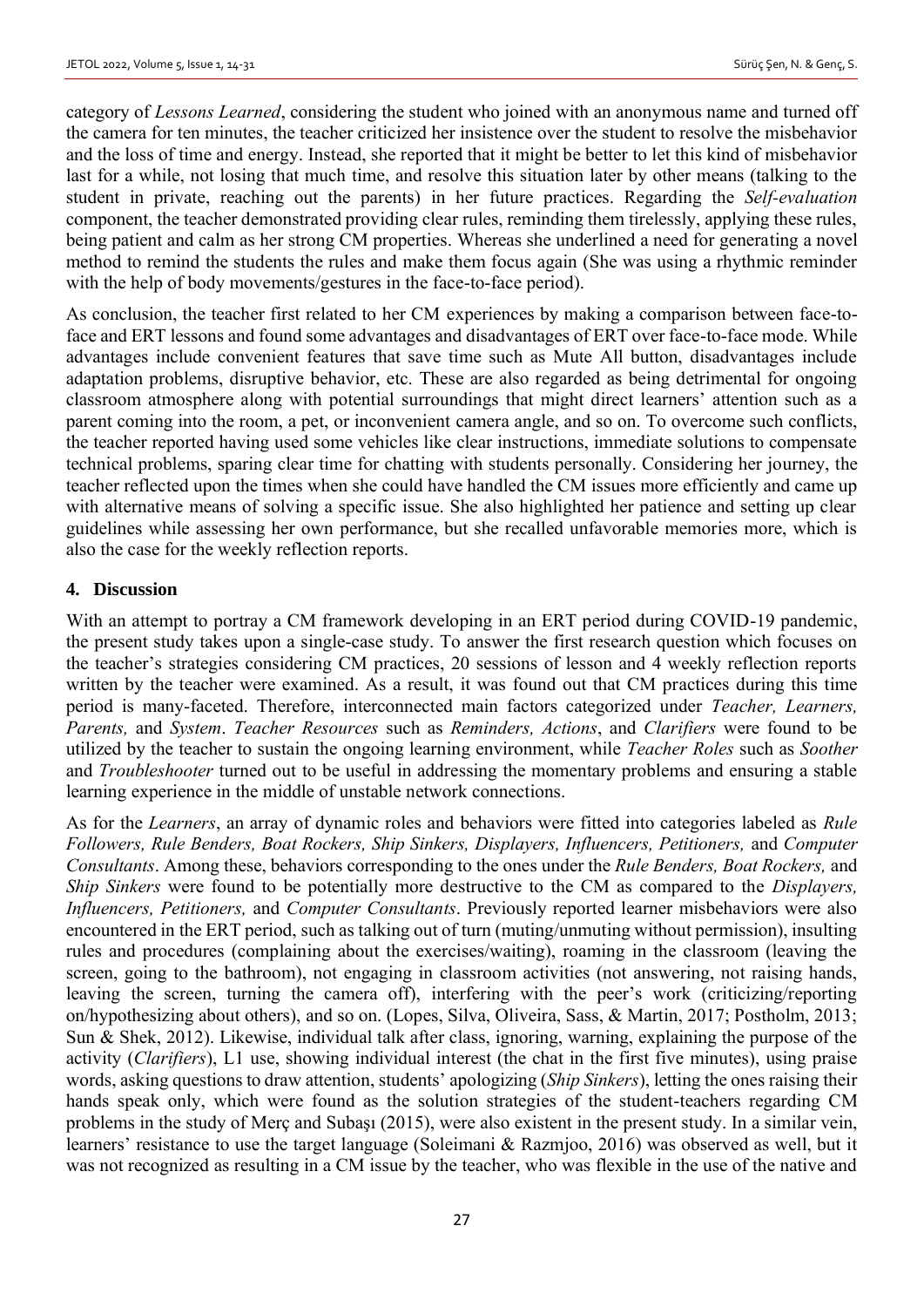category of *Lessons Learned*, considering the student who joined with an anonymous name and turned off the camera for ten minutes, the teacher criticized her insistence over the student to resolve the misbehavior and the loss of time and energy. Instead, she reported that it might be better to let this kind of misbehavior last for a while, not losing that much time, and resolve this situation later by other means (talking to the student in private, reaching out the parents) in her future practices. Regarding the *Self-evaluation* component, the teacher demonstrated providing clear rules, reminding them tirelessly, applying these rules, being patient and calm as her strong CM properties. Whereas she underlined a need for generating a novel method to remind the students the rules and make them focus again (She was using a rhythmic reminder with the help of body movements/gestures in the face-to-face period).

As conclusion, the teacher first related to her CM experiences by making a comparison between face-to-face and ERT lessons and found some advantages and disadvantages of ERT over face-to-face mode. While advantages include convenient features that save time such as Mute All button, disadvantages include adaptation problems, disruptive behavior, etc. These are also regarded as being detrimental for ongoing classroom atmosphere along with potential surroundings that might direct learners' attention such as a parent coming into the room, a pet, or inconvenient camera angle, and so on. To overcome such conflicts, the teacher reported having used some vehicles like clear instructions, immediate solutions to compensate technical problems, sparing clear time for chatting with students personally. Considering her journey, the teacher reflected upon the times when she could have handled the CM issues more efficiently and came up with alternative means of solving a specific issue. She also highlighted her patience and setting up clear guidelines while assessing her own performance, but she recalled unfavorable memories more, which is also the case for the weekly reflection reports.

## 4. Discussion

With an attempt to portray a CM framework developing in an ERT period during COVID-19 pandemic, the present study takes upon a single-case study. To answer the first research question which focuses on the teacher's strategies considering CM practices, 20 sessions of lesson and 4 weekly reflection reports written by the teacher were examined. As a result, it was found out that CM practices during this time period is many-faceted. Therefore, interconnected main factors categorized under *Teacher, Learners, Parents,* and *System*. *Teacher Resources* such as *Reminders, Actions*, and *Clarifiers* were found to be utilized by the teacher to sustain the ongoing learning environment, while *Teacher Roles* such as *Soother* and *Troubleshooter* turned out to be useful in addressing the momentary problems and ensuring a stable learning experience in the middle of unstable network connections.

As for the *Learners*, an array of dynamic roles and behaviors were fitted into categories labeled as *Rule Followers, Rule Benders, Boat Rockers, Ship Sinkers, Displayers, Influencers, Petitioners,* and *Computer Consultants*. Among these, behaviors corresponding to the ones under the *Rule Benders, Boat Rockers,* and *Ship Sinkers* were found to be potentially more destructive to the CM as compared to the *Displayers, Influencers, Petitioners,* and *Computer Consultants*. Previously reported learner misbehaviors were also encountered in the ERT period, such as talking out of turn (muting/unmuting without permission), insulting rules and procedures (complaining about the exercises/waiting), roaming in the classroom (leaving the screen, going to the bathroom), not engaging in classroom activities (not answering, not raising hands, leaving the screen, turning the camera off), interfering with the peer's work (criticizing/reporting on/hypothesizing about others), and so on. (Lopes, Silva, Oliveira, Sass, & Martin, 2017; Postholm, 2013; Sun & Shek, 2012). Likewise, individual talk after class, ignoring, warning, explaining the purpose of the activity (*Clarifiers*), L1 use, showing individual interest (the chat in the first five minutes), using praise words, asking questions to draw attention, students' apologizing (*Ship Sinkers*), letting the ones raising their hands speak only, which were found as the solution strategies of the student-teachers regarding CM problems in the study of Merç and Subaşı (2015), were also existent in the present study. In a similar vein, learners' resistance to use the target language (Soleimani & Razmjoo, 2016) was observed as well, but it was not recognized as resulting in a CM issue by the teacher, who was flexible in the use of the native and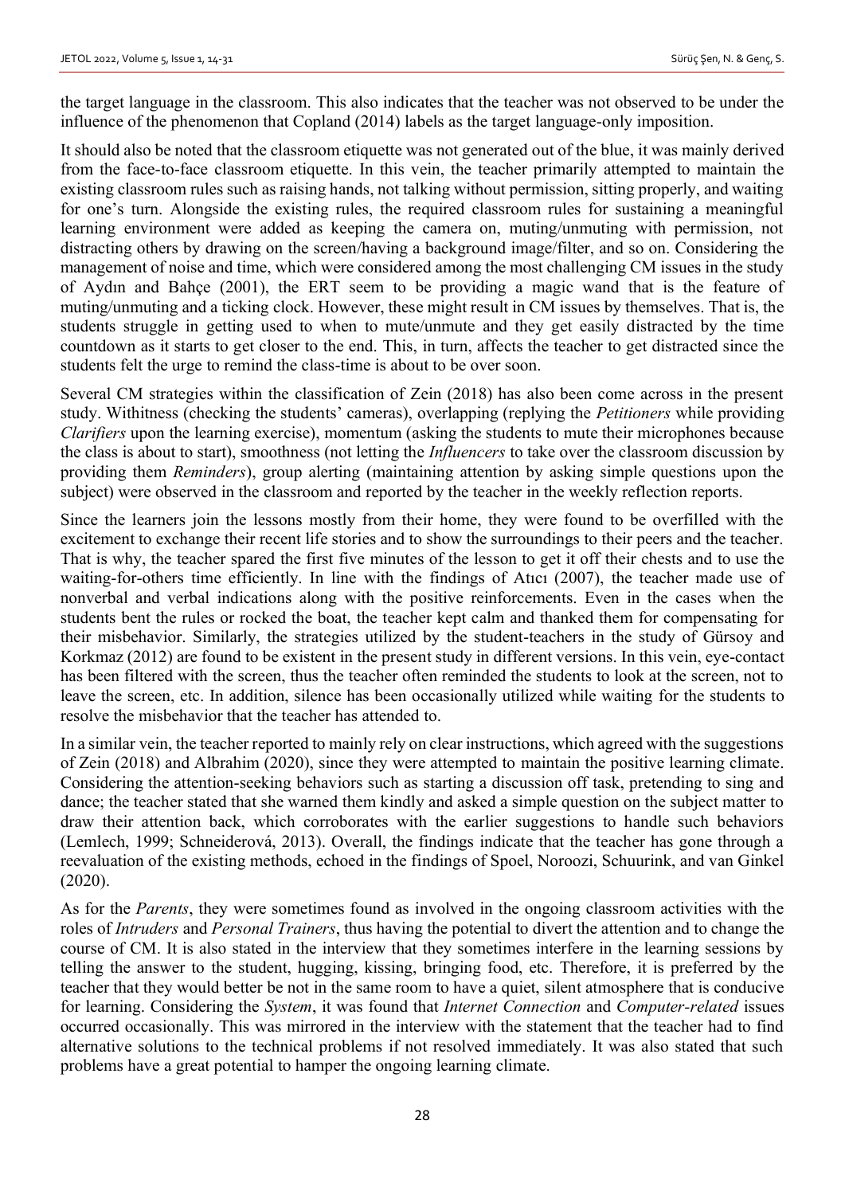the target language in the classroom. This also indicates that the teacher was not observed to be under the influence of the phenomenon that Copland (2014) labels as the target language-only imposition.

It should also be noted that the classroom etiquette was not generated out of the blue, it was mainly derived from the face-to-face classroom etiquette. In this vein, the teacher primarily attempted to maintain the existing classroom rules such as raising hands, not talking without permission, sitting properly, and waiting for one's turn. Alongside the existing rules, the required classroom rules for sustaining a meaningful learning environment were added as keeping the camera on, muting/unmuting with permission, not distracting others by drawing on the screen/having a background image/filter, and so on. Considering the management of noise and time, which were considered among the most challenging CM issues in the study of Aydın and Bahçe (2001), the ERT seem to be providing a magic wand that is the feature of muting/unmuting and a ticking clock. However, these might result in CM issues by themselves. That is, the students struggle in getting used to when to mute/unmute and they get easily distracted by the time countdown as it starts to get closer to the end. This, in turn, affects the teacher to get distracted since the students felt the urge to remind the class-time is about to be over soon.

Several CM strategies within the classification of Zein (2018) has also been come across in the present study. Withitness (checking the students' cameras), overlapping (replying the *Petitioners* while providing *Clarifiers* upon the learning exercise), momentum (asking the students to mute their microphones because the class is about to start), smoothness (not letting the *Influencers* to take over the classroom discussion by providing them *Reminders*), group alerting (maintaining attention by asking simple questions upon the subject) were observed in the classroom and reported by the teacher in the weekly reflection reports.

Since the learners join the lessons mostly from their home, they were found to be overfilled with the excitement to exchange their recent life stories and to show the surroundings to their peers and the teacher. That is why, the teacher spared the first five minutes of the lesson to get it off their chests and to use the waiting-for-others time efficiently. In line with the findings of Atıcı (2007), the teacher made use of nonverbal and verbal indications along with the positive reinforcements. Even in the cases when the students bent the rules or rocked the boat, the teacher kept calm and thanked them for compensating for their misbehavior. Similarly, the strategies utilized by the student-teachers in the study of Gürsoy and Korkmaz (2012) are found to be existent in the present study in different versions. In this vein, eye-contact has been filtered with the screen, thus the teacher often reminded the students to look at the screen, not to leave the screen, etc. In addition, silence has been occasionally utilized while waiting for the students to resolve the misbehavior that the teacher has attended to.

In a similar vein, the teacher reported to mainly rely on clear instructions, which agreed with the suggestions of Zein (2018) and Albrahim (2020), since they were attempted to maintain the positive learning climate. Considering the attention-seeking behaviors such as starting a discussion off task, pretending to sing and dance; the teacher stated that she warned them kindly and asked a simple question on the subject matter to draw their attention back, which corroborates with the earlier suggestions to handle such behaviors (Lemlech, 1999; Schneiderová, 2013). Overall, the findings indicate that the teacher has gone through a reevaluation of the existing methods, echoed in the findings of Spoel, Noroozi, Schuurink, and van Ginkel (2020).

As for the *Parents*, they were sometimes found as involved in the ongoing classroom activities with the roles of *Intruders* and *Personal Trainers*, thus having the potential to divert the attention and to change the course of CM. It is also stated in the interview that they sometimes interfere in the learning sessions by telling the answer to the student, hugging, kissing, bringing food, etc. Therefore, it is preferred by the teacher that they would better be not in the same room to have a quiet, silent atmosphere that is conducive for learning. Considering the *System*, it was found that *Internet Connection* and *Computer-related* issues occurred occasionally. This was mirrored in the interview with the statement that the teacher had to find alternative solutions to the technical problems if not resolved immediately. It was also stated that such problems have a great potential to hamper the ongoing learning climate.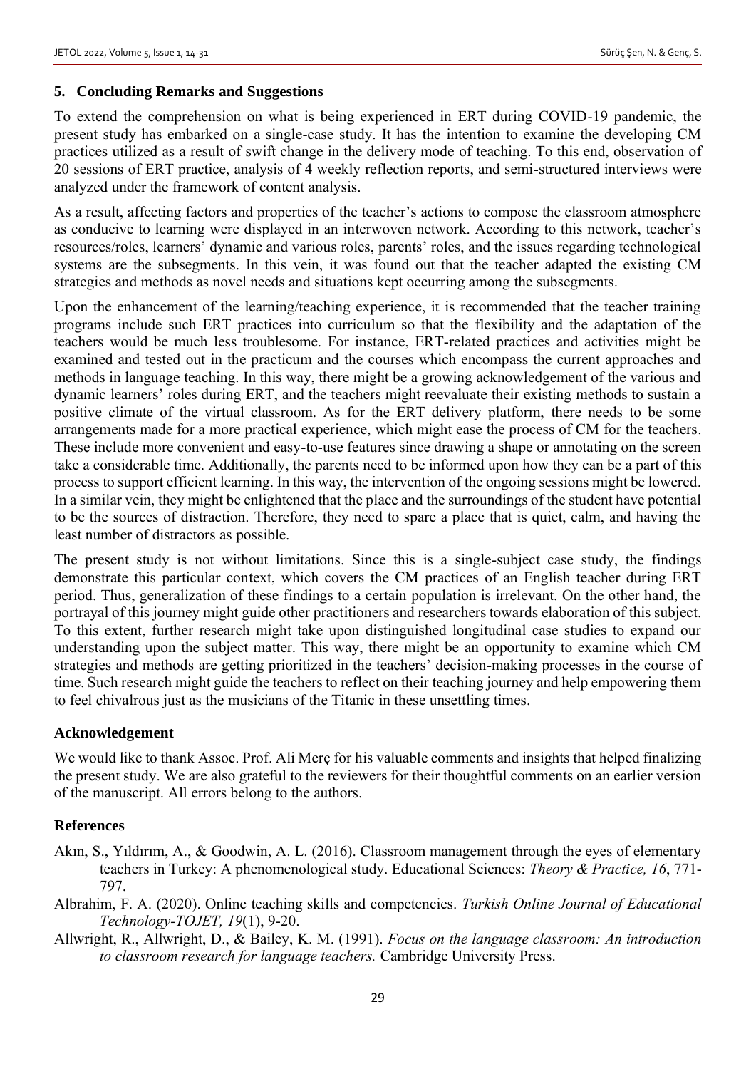## 5. Concluding Remarks and Suggestions

To extend the comprehension on what is being experienced in ERT during COVID-19 pandemic, the present study has embarked on a single-case study. It has the intention to examine the developing CM practices utilized as a result of swift change in the delivery mode of teaching. To this end, observation of 20 sessions of ERT practice, analysis of 4 weekly reflection reports, and semi-structured interviews were analyzed under the framework of content analysis.

As a result, affecting factors and properties of the teacher's actions to compose the classroom atmosphere as conducive to learning were displayed in an interwoven network. According to this network, teacher's resources/roles, learners' dynamic and various roles, parents' roles, and the issues regarding technological systems are the subsegments. In this vein, it was found out that the teacher adapted the existing CM strategies and methods as novel needs and situations kept occurring among the subsegments.

Upon the enhancement of the learning/teaching experience, it is recommended that the teacher training programs include such ERT practices into curriculum so that the flexibility and the adaptation of the teachers would be much less troublesome. For instance, ERT-related practices and activities might be examined and tested out in the practicum and the courses which encompass the current approaches and methods in language teaching. In this way, there might be a growing acknowledgement of the various and dynamic learners' roles during ERT, and the teachers might reevaluate their existing methods to sustain a positive climate of the virtual classroom. As for the ERT delivery platform, there needs to be some arrangements made for a more practical experience, which might ease the process of CM for the teachers. These include more convenient and easy-to-use features since drawing a shape or annotating on the screen take a considerable time. Additionally, the parents need to be informed upon how they can be a part of this process to support efficient learning. In this way, the intervention of the ongoing sessions might be lowered. In a similar vein, they might be enlightened that the place and the surroundings of the student have potential to be the sources of distraction. Therefore, they need to spare a place that is quiet, calm, and having the least number of distractors as possible.

The present study is not without limitations. Since this is a single-subject case study, the findings demonstrate this particular context, which covers the CM practices of an English teacher during ERT period. Thus, generalization of these findings to a certain population is irrelevant. On the other hand, the portrayal of this journey might guide other practitioners and researchers towards elaboration of this subject. To this extent, further research might take upon distinguished longitudinal case studies to expand our understanding upon the subject matter. This way, there might be an opportunity to examine which CM strategies and methods are getting prioritized in the teachers' decision-making processes in the course of time. Such research might guide the teachers to reflect on their teaching journey and help empowering them to feel chivalrous just as the musicians of the Titanic in these unsettling times.

### Acknowledgement

We would like to thank Assoc. Prof. Ali Merç for his valuable comments and insights that helped finalizing the present study. We are also grateful to the reviewers for their thoughtful comments on an earlier version of the manuscript. All errors belong to the authors.

### References

Akın, S., Yıldırım, A., & Goodwin, A. L. (2016). Classroom management through the eyes of elementary teachers in Turkey: A phenomenological study. Educational Sciences: *Theory & Practice, 16*, 771-797.

Albrahim, F. A. (2020). Online teaching skills and competencies. *Turkish Online Journal of Educational Technology-TOJET, 19*(1), 9-20.

Allwright, R., Allwright, D., & Bailey, K. M. (1991). *Focus on the language classroom: An introduction to classroom research for language teachers.* Cambridge University Press.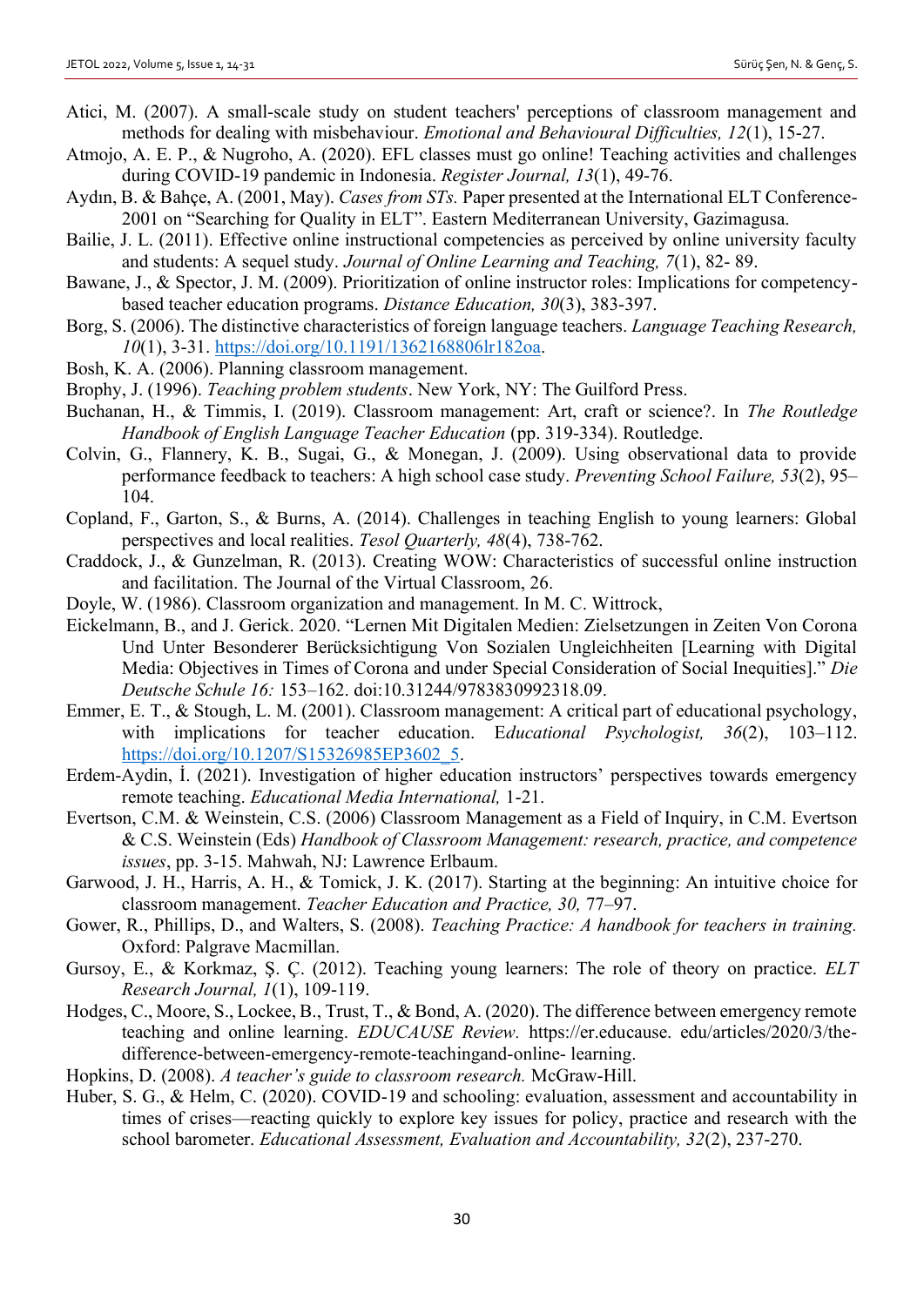Atici, M. (2007). A small-scale study on student teachers' perceptions of classroom management and methods for dealing with misbehaviour. *Emotional and Behavioural Difficulties, 12*(1), 15-27.

Atmojo, A. E. P., & Nugroho, A. (2020). EFL classes must go online! Teaching activities and challenges during COVID-19 pandemic in Indonesia. *Register Journal, 13*(1), 49-76.

Aydın, B. & Bahçe, A. (2001, May). *Cases from STs.* Paper presented at the International ELT Conference-2001 on "Searching for Quality in ELT". Eastern Mediterranean University, Gazimagusa.

Bailie, J. L. (2011). Effective online instructional competencies as perceived by online university faculty and students: A sequel study. *Journal of Online Learning and Teaching, 7*(1), 82- 89.

Bawane, J., & Spector, J. M. (2009). Prioritization of online instructor roles: Implications for competency-based teacher education programs. *Distance Education, 30*(3), 383-397.

Borg, S. (2006). The distinctive characteristics of foreign language teachers. *Language Teaching Research, 10*(1), 3-31. https://doi.org/10.1191/1362168806lr182oa.

Bosh, K. A. (2006). Planning classroom management.

Brophy, J. (1996). *Teaching problem students*. New York, NY: The Guilford Press.

Buchanan, H., & Timmis, I. (2019). Classroom management: Art, craft or science?. In *The Routledge Handbook of English Language Teacher Education* (pp. 319-334). Routledge.

Colvin, G., Flannery, K. B., Sugai, G., & Monegan, J. (2009). Using observational data to provide performance feedback to teachers: A high school case study. *Preventing School Failure, 53*(2), 95–104.

Copland, F., Garton, S., & Burns, A. (2014). Challenges in teaching English to young learners: Global perspectives and local realities. *Tesol Quarterly, 48*(4), 738-762.

Craddock, J., & Gunzelman, R. (2013). Creating WOW: Characteristics of successful online instruction and facilitation. The Journal of the Virtual Classroom, 26.

Doyle, W. (1986). Classroom organization and management. In M. C. Wittrock,

Eickelmann, B., and J. Gerick. 2020. "Lernen Mit Digitalen Medien: Zielsetzungen in Zeiten Von Corona Und Unter Besonderer Berücksichtigung Von Sozialen Ungleichheiten [Learning with Digital Media: Objectives in Times of Corona and under Special Consideration of Social Inequities]." *Die Deutsche Schule 16:* 153–162. doi:10.31244/9783830992318.09.

Emmer, E. T., & Stough, L. M. (2001). Classroom management: A critical part of educational psychology, with implications for teacher education. E*ducational Psychologist, 36*(2), 103–112. https://doi.org/10.1207/S15326985EP3602_5.

Erdem-Aydin, İ. (2021). Investigation of higher education instructors' perspectives towards emergency remote teaching. *Educational Media International,* 1-21.

Evertson, C.M. & Weinstein, C.S. (2006) Classroom Management as a Field of Inquiry, in C.M. Evertson & C.S. Weinstein (Eds) *Handbook of Classroom Management: research, practice, and competence issues*, pp. 3-15. Mahwah, NJ: Lawrence Erlbaum.

Garwood, J. H., Harris, A. H., & Tomick, J. K. (2017). Starting at the beginning: An intuitive choice for classroom management. *Teacher Education and Practice, 30,* 77–97.

Gower, R., Phillips, D., and Walters, S. (2008). *Teaching Practice: A handbook for teachers in training.* Oxford: Palgrave Macmillan.

Gursoy, E., & Korkmaz, Ş. Ç. (2012). Teaching young learners: The role of theory on practice. *ELT Research Journal, 1*(1), 109-119.

Hodges, C., Moore, S., Lockee, B., Trust, T., & Bond, A. (2020). The difference between emergency remote teaching and online learning. *EDUCAUSE Review.* https://er.educause. edu/articles/2020/3/the-difference-between-emergency-remote-teachingand-online- learning.

Hopkins, D. (2008). *A teacher's guide to classroom research.* McGraw-Hill.

Huber, S. G., & Helm, C. (2020). COVID-19 and schooling: evaluation, assessment and accountability in times of crises—reacting quickly to explore key issues for policy, practice and research with the school barometer. *Educational Assessment, Evaluation and Accountability, 32*(2), 237-270.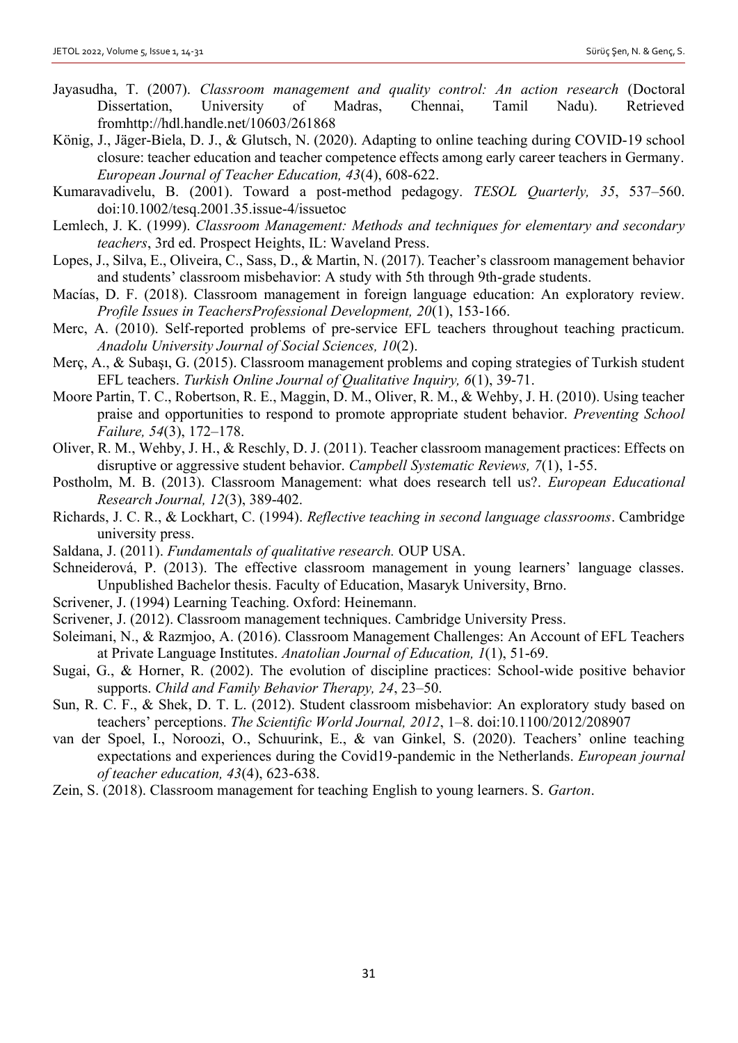Jayasudha, T. (2007). *Classroom management and quality control: An action research* (Doctoral Dissertation, University of Madras, Chennai, Tamil Nadu). Retrieved fromhttp://hdl.handle.net/10603/261868

König, J., Jäger-Biela, D. J., & Glutsch, N. (2020). Adapting to online teaching during COVID-19 school closure: teacher education and teacher competence effects among early career teachers in Germany. *European Journal of Teacher Education, 43*(4), 608-622.

Kumaravadivelu, B. (2001). Toward a post-method pedagogy. *TESOL Quarterly, 35*, 537–560. doi:10.1002/tesq.2001.35.issue-4/issuetoc

Lemlech, J. K. (1999). *Classroom Management: Methods and techniques for elementary and secondary teachers*, 3rd ed. Prospect Heights, IL: Waveland Press.

Lopes, J., Silva, E., Oliveira, C., Sass, D., & Martin, N. (2017). Teacher's classroom management behavior and students' classroom misbehavior: A study with 5th through 9th-grade students.

Macías, D. F. (2018). Classroom management in foreign language education: An exploratory review. *Profile Issues in TeachersProfessional Development, 20*(1), 153-166.

Merc, A. (2010). Self-reported problems of pre-service EFL teachers throughout teaching practicum. *Anadolu University Journal of Social Sciences, 10*(2).

Merç, A., & Subaşı, G. (2015). Classroom management problems and coping strategies of Turkish student EFL teachers. *Turkish Online Journal of Qualitative Inquiry, 6*(1), 39-71.

Moore Partin, T. C., Robertson, R. E., Maggin, D. M., Oliver, R. M., & Wehby, J. H. (2010). Using teacher praise and opportunities to respond to promote appropriate student behavior. *Preventing School Failure, 54*(3), 172–178.

Oliver, R. M., Wehby, J. H., & Reschly, D. J. (2011). Teacher classroom management practices: Effects on disruptive or aggressive student behavior. *Campbell Systematic Reviews, 7*(1), 1-55.

Postholm, M. B. (2013). Classroom Management: what does research tell us?. *European Educational Research Journal, 12*(3), 389-402.

Richards, J. C. R., & Lockhart, C. (1994). *Reflective teaching in second language classrooms*. Cambridge university press.

Saldana, J. (2011). *Fundamentals of qualitative research.* OUP USA.

Schneiderová, P. (2013). The effective classroom management in young learners' language classes. Unpublished Bachelor thesis. Faculty of Education, Masaryk University, Brno.

Scrivener, J. (1994) Learning Teaching. Oxford: Heinemann.

Scrivener, J. (2012). Classroom management techniques. Cambridge University Press.

Soleimani, N., & Razmjoo, A. (2016). Classroom Management Challenges: An Account of EFL Teachers at Private Language Institutes. *Anatolian Journal of Education, 1*(1), 51-69.

Sugai, G., & Horner, R. (2002). The evolution of discipline practices: School-wide positive behavior supports. *Child and Family Behavior Therapy, 24*, 23–50.

Sun, R. C. F., & Shek, D. T. L. (2012). Student classroom misbehavior: An exploratory study based on teachers' perceptions. *The Scientific World Journal, 2012*, 1–8. doi:10.1100/2012/208907

van der Spoel, I., Noroozi, O., Schuurink, E., & van Ginkel, S. (2020). Teachers' online teaching expectations and experiences during the Covid19-pandemic in the Netherlands. *European journal of teacher education, 43*(4), 623-638.

Zein, S. (2018). Classroom management for teaching English to young learners. S. *Garton*.